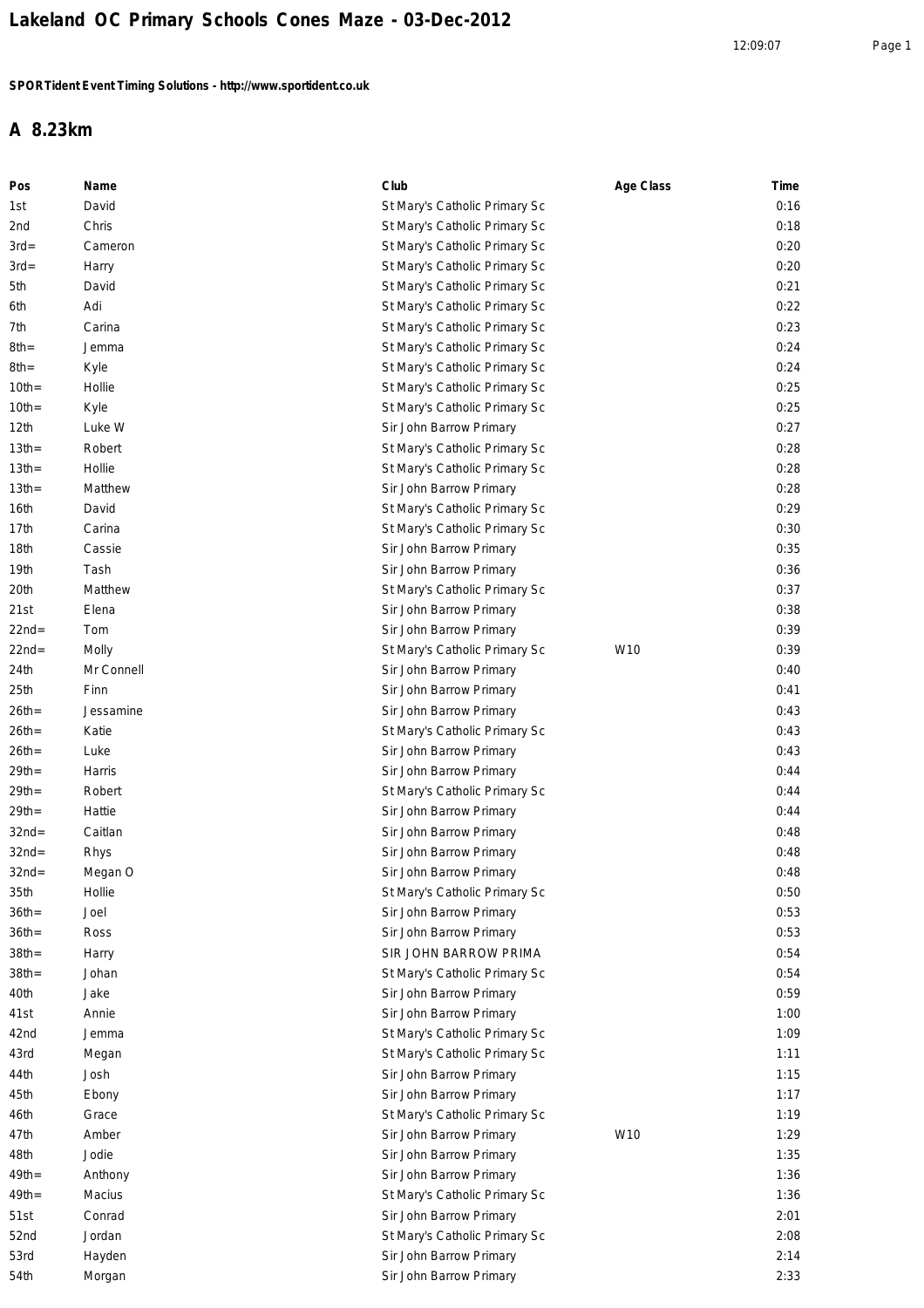# Lakeland OC Primary Schools Cones Maze - 03-Dec-2012

**SPORTident Event Timing Solutions - http://www.sportident.co.uk**

## A 8.23km

| Pos | Name | Club | Age Class | Time |
|---|---|---|---|---|
| 1st | David | St Mary's Catholic Primary Sc | | 0:16 |
| 2nd | Chris | St Mary's Catholic Primary Sc | | 0:18 |
| 3rd= | Cameron | St Mary's Catholic Primary Sc | | 0:20 |
| 3rd= | Harry | St Mary's Catholic Primary Sc | | 0:20 |
| 5th | David | St Mary's Catholic Primary Sc | | 0:21 |
| 6th | Adi | St Mary's Catholic Primary Sc | | 0:22 |
| 7th | Carina | St Mary's Catholic Primary Sc | | 0:23 |
| 8th= | Jemma | St Mary's Catholic Primary Sc | | 0:24 |
| 8th= | Kyle | St Mary's Catholic Primary Sc | | 0:24 |
| 10th= | Hollie | St Mary's Catholic Primary Sc | | 0:25 |
| 10th= | Kyle | St Mary's Catholic Primary Sc | | 0:25 |
| 12th | Luke W | Sir John Barrow Primary | | 0:27 |
| 13th= | Robert | St Mary's Catholic Primary Sc | | 0:28 |
| 13th= | Hollie | St Mary's Catholic Primary Sc | | 0:28 |
| 13th= | Matthew | Sir John Barrow Primary | | 0:28 |
| 16th | David | St Mary's Catholic Primary Sc | | 0:29 |
| 17th | Carina | St Mary's Catholic Primary Sc | | 0:30 |
| 18th | Cassie | Sir John Barrow Primary | | 0:35 |
| 19th | Tash | Sir John Barrow Primary | | 0:36 |
| 20th | Matthew | St Mary's Catholic Primary Sc | | 0:37 |
| 21st | Elena | Sir John Barrow Primary | | 0:38 |
| 22nd= | Tom | Sir John Barrow Primary | | 0:39 |
| 22nd= | Molly | St Mary's Catholic Primary Sc | W10 | 0:39 |
| 24th | Mr Connell | Sir John Barrow Primary | | 0:40 |
| 25th | Finn | Sir John Barrow Primary | | 0:41 |
| 26th= | Jessamine | Sir John Barrow Primary | | 0:43 |
| 26th= | Katie | St Mary's Catholic Primary Sc | | 0:43 |
| 26th= | Luke | Sir John Barrow Primary | | 0:43 |
| 29th= | Harris | Sir John Barrow Primary | | 0:44 |
| 29th= | Robert | St Mary's Catholic Primary Sc | | 0:44 |
| 29th= | Hattie | Sir John Barrow Primary | | 0:44 |
| 32nd= | Caitlan | Sir John Barrow Primary | | 0:48 |
| 32nd= | Rhys | Sir John Barrow Primary | | 0:48 |
| 32nd= | Megan O | Sir John Barrow Primary | | 0:48 |
| 35th | Hollie | St Mary's Catholic Primary Sc | | 0:50 |
| 36th= | Joel | Sir John Barrow Primary | | 0:53 |
| 36th= | Ross | Sir John Barrow Primary | | 0:53 |
| 38th= | Harry | SIR JOHN BARROW PRIMA | | 0:54 |
| 38th= | Johan | St Mary's Catholic Primary Sc | | 0:54 |
| 40th | Jake | Sir John Barrow Primary | | 0:59 |
| 41st | Annie | Sir John Barrow Primary | | 1:00 |
| 42nd | Jemma | St Mary's Catholic Primary Sc | | 1:09 |
| 43rd | Megan | St Mary's Catholic Primary Sc | | 1:11 |
| 44th | Josh | Sir John Barrow Primary | | 1:15 |
| 45th | Ebony | Sir John Barrow Primary | | 1:17 |
| 46th | Grace | St Mary's Catholic Primary Sc | | 1:19 |
| 47th | Amber | Sir John Barrow Primary | W10 | 1:29 |
| 48th | Jodie | Sir John Barrow Primary | | 1:35 |
| 49th= | Anthony | Sir John Barrow Primary | | 1:36 |
| 49th= | Macius | St Mary's Catholic Primary Sc | | 1:36 |
| 51st | Conrad | Sir John Barrow Primary | | 2:01 |
| 52nd | Jordan | St Mary's Catholic Primary Sc | | 2:08 |
| 53rd | Hayden | Sir John Barrow Primary | | 2:14 |
| 54th | Morgan | Sir John Barrow Primary | | 2:33 |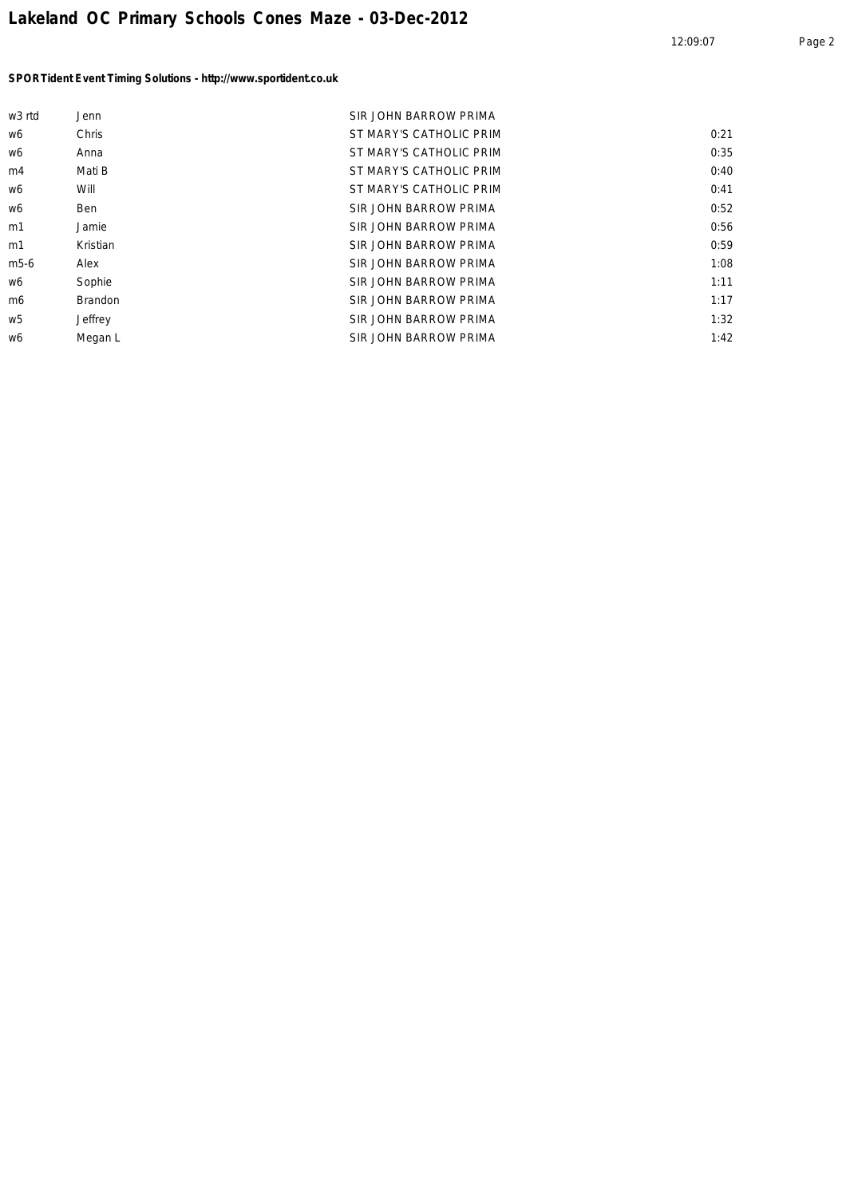# Lakeland OC Primary Schools Cones Maze - 03-Dec-2012

**SPORTident Event Timing Solutions - http://www.sportident.co.uk**

| | | | |
|---|---|---|---|
| w3 rtd | Jenn | SIR JOHN BARROW PRIMA | |
| w6 | Chris | ST MARY'S CATHOLIC PRIM | 0:21 |
| w6 | Anna | ST MARY'S CATHOLIC PRIM | 0:35 |
| m4 | Mati B | ST MARY'S CATHOLIC PRIM | 0:40 |
| w6 | Will | ST MARY'S CATHOLIC PRIM | 0:41 |
| w6 | Ben | SIR JOHN BARROW PRIMA | 0:52 |
| m1 | Jamie | SIR JOHN BARROW PRIMA | 0:56 |
| m1 | Kristian | SIR JOHN BARROW PRIMA | 0:59 |
| m5-6 | Alex | SIR JOHN BARROW PRIMA | 1:08 |
| w6 | Sophie | SIR JOHN BARROW PRIMA | 1:11 |
| m6 | Brandon | SIR JOHN BARROW PRIMA | 1:17 |
| w5 | Jeffrey | SIR JOHN BARROW PRIMA | 1:32 |
| w6 | Megan L | SIR JOHN BARROW PRIMA | 1:42 |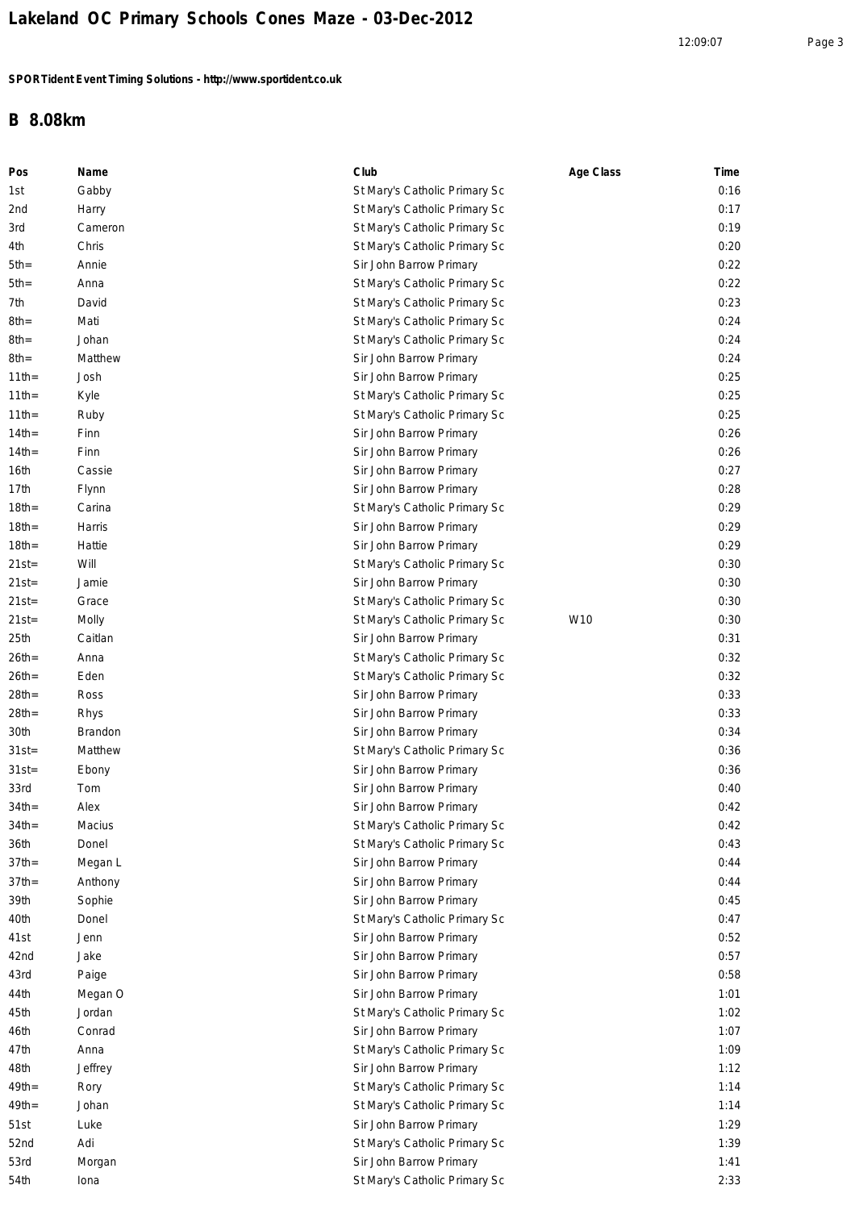# Lakeland OC Primary Schools Cones Maze - 03-Dec-2012

**SPORTident Event Timing Solutions - http://www.sportident.co.uk**

## B 8.08km

| Pos | Name | Club | Age Class | Time |
|---|---|---|---|---|
| 1st | Gabby | St Mary's Catholic Primary Sc | | 0:16 |
| 2nd | Harry | St Mary's Catholic Primary Sc | | 0:17 |
| 3rd | Cameron | St Mary's Catholic Primary Sc | | 0:19 |
| 4th | Chris | St Mary's Catholic Primary Sc | | 0:20 |
| 5th= | Annie | Sir John Barrow Primary | | 0:22 |
| 5th= | Anna | St Mary's Catholic Primary Sc | | 0:22 |
| 7th | David | St Mary's Catholic Primary Sc | | 0:23 |
| 8th= | Mati | St Mary's Catholic Primary Sc | | 0:24 |
| 8th= | Johan | St Mary's Catholic Primary Sc | | 0:24 |
| 8th= | Matthew | Sir John Barrow Primary | | 0:24 |
| 11th= | Josh | Sir John Barrow Primary | | 0:25 |
| 11th= | Kyle | St Mary's Catholic Primary Sc | | 0:25 |
| 11th= | Ruby | St Mary's Catholic Primary Sc | | 0:25 |
| 14th= | Finn | Sir John Barrow Primary | | 0:26 |
| 14th= | Finn | Sir John Barrow Primary | | 0:26 |
| 16th | Cassie | Sir John Barrow Primary | | 0:27 |
| 17th | Flynn | Sir John Barrow Primary | | 0:28 |
| 18th= | Carina | St Mary's Catholic Primary Sc | | 0:29 |
| 18th= | Harris | Sir John Barrow Primary | | 0:29 |
| 18th= | Hattie | Sir John Barrow Primary | | 0:29 |
| 21st= | Will | St Mary's Catholic Primary Sc | | 0:30 |
| 21st= | Jamie | Sir John Barrow Primary | | 0:30 |
| 21st= | Grace | St Mary's Catholic Primary Sc | | 0:30 |
| 21st= | Molly | St Mary's Catholic Primary Sc | W10 | 0:30 |
| 25th | Caitlan | Sir John Barrow Primary | | 0:31 |
| 26th= | Anna | St Mary's Catholic Primary Sc | | 0:32 |
| 26th= | Eden | St Mary's Catholic Primary Sc | | 0:32 |
| 28th= | Ross | Sir John Barrow Primary | | 0:33 |
| 28th= | Rhys | Sir John Barrow Primary | | 0:33 |
| 30th | Brandon | Sir John Barrow Primary | | 0:34 |
| 31st= | Matthew | St Mary's Catholic Primary Sc | | 0:36 |
| 31st= | Ebony | Sir John Barrow Primary | | 0:36 |
| 33rd | Tom | Sir John Barrow Primary | | 0:40 |
| 34th= | Alex | Sir John Barrow Primary | | 0:42 |
| 34th= | Macius | St Mary's Catholic Primary Sc | | 0:42 |
| 36th | Donel | St Mary's Catholic Primary Sc | | 0:43 |
| 37th= | Megan L | Sir John Barrow Primary | | 0:44 |
| 37th= | Anthony | Sir John Barrow Primary | | 0:44 |
| 39th | Sophie | Sir John Barrow Primary | | 0:45 |
| 40th | Donel | St Mary's Catholic Primary Sc | | 0:47 |
| 41st | Jenn | Sir John Barrow Primary | | 0:52 |
| 42nd | Jake | Sir John Barrow Primary | | 0:57 |
| 43rd | Paige | Sir John Barrow Primary | | 0:58 |
| 44th | Megan O | Sir John Barrow Primary | | 1:01 |
| 45th | Jordan | St Mary's Catholic Primary Sc | | 1:02 |
| 46th | Conrad | Sir John Barrow Primary | | 1:07 |
| 47th | Anna | St Mary's Catholic Primary Sc | | 1:09 |
| 48th | Jeffrey | Sir John Barrow Primary | | 1:12 |
| 49th= | Rory | St Mary's Catholic Primary Sc | | 1:14 |
| 49th= | Johan | St Mary's Catholic Primary Sc | | 1:14 |
| 51st | Luke | Sir John Barrow Primary | | 1:29 |
| 52nd | Adi | St Mary's Catholic Primary Sc | | 1:39 |
| 53rd | Morgan | Sir John Barrow Primary | | 1:41 |
| 54th | Iona | St Mary's Catholic Primary Sc | | 2:33 |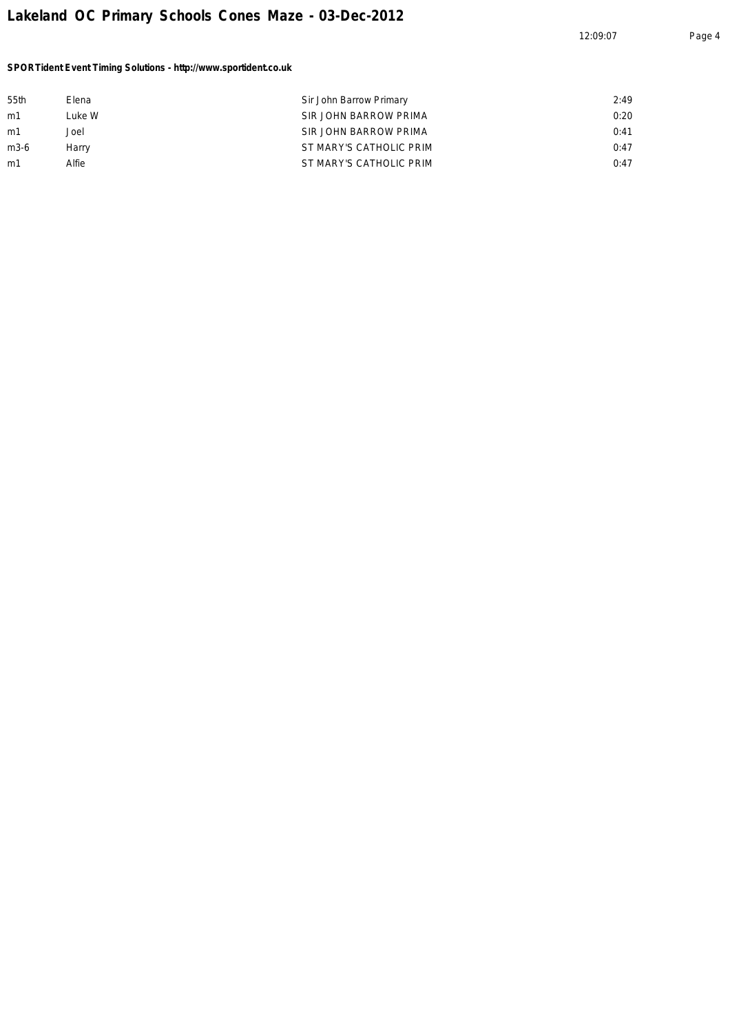# Lakeland OC Primary Schools Cones Maze - 03-Dec-2012

**SPORTident Event Timing Solutions - http://www.sportident.co.uk**

| | | | |
|---|---|---|---|
| 55th | Elena | Sir John Barrow Primary | 2:49 |
| m1 | Luke W | SIR JOHN BARROW PRIMA | 0:20 |
| m1 | Joel | SIR JOHN BARROW PRIMA | 0:41 |
| m3-6 | Harry | ST MARY'S CATHOLIC PRIM | 0:47 |
| m1 | Alfie | ST MARY'S CATHOLIC PRIM | 0:47 |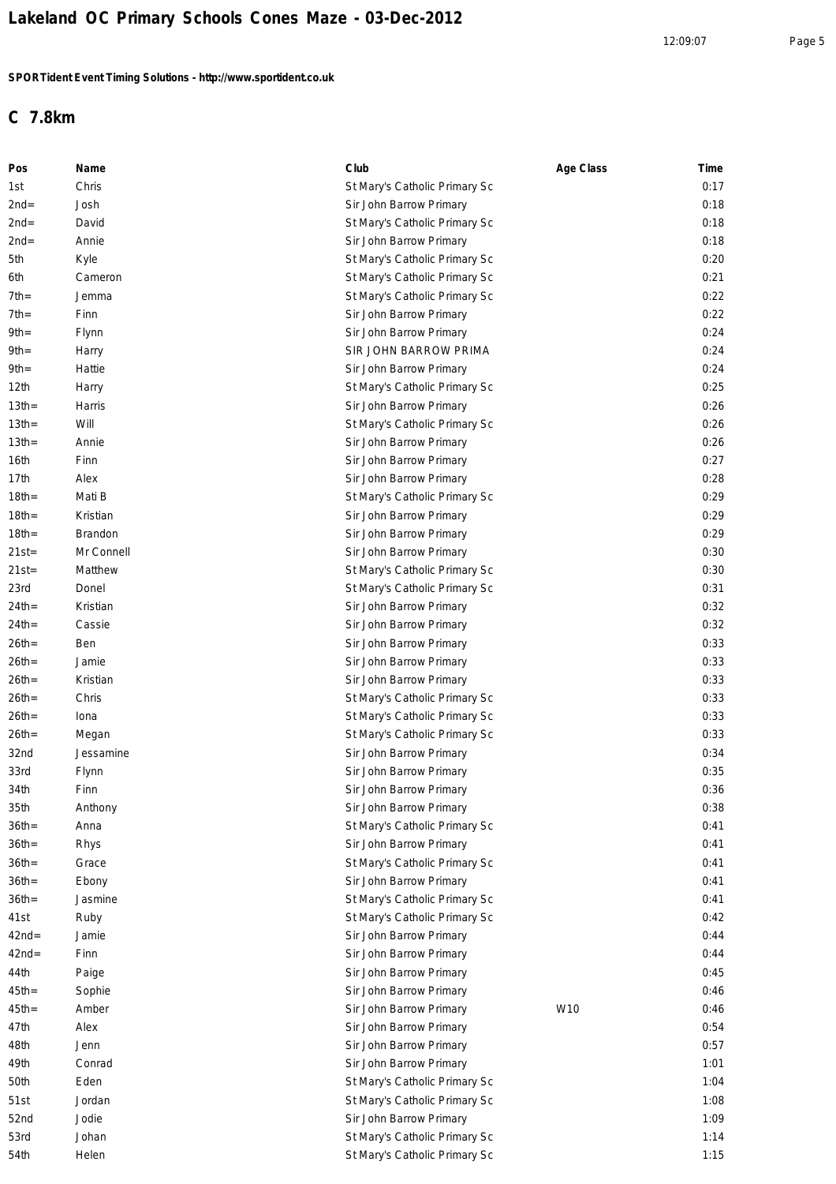# Lakeland OC Primary Schools Cones Maze - 03-Dec-2012

**SPORTident Event Timing Solutions - http://www.sportident.co.uk**

## C 7.8km

| Pos | Name | Club | Age Class | Time |
|---|---|---|---|---|
| 1st | Chris | St Mary's Catholic Primary Sc | | 0:17 |
| 2nd= | Josh | Sir John Barrow Primary | | 0:18 |
| 2nd= | David | St Mary's Catholic Primary Sc | | 0:18 |
| 2nd= | Annie | Sir John Barrow Primary | | 0:18 |
| 5th | Kyle | St Mary's Catholic Primary Sc | | 0:20 |
| 6th | Cameron | St Mary's Catholic Primary Sc | | 0:21 |
| 7th= | Jemma | St Mary's Catholic Primary Sc | | 0:22 |
| 7th= | Finn | Sir John Barrow Primary | | 0:22 |
| 9th= | Flynn | Sir John Barrow Primary | | 0:24 |
| 9th= | Harry | SIR JOHN BARROW PRIMA | | 0:24 |
| 9th= | Hattie | Sir John Barrow Primary | | 0:24 |
| 12th | Harry | St Mary's Catholic Primary Sc | | 0:25 |
| 13th= | Harris | Sir John Barrow Primary | | 0:26 |
| 13th= | Will | St Mary's Catholic Primary Sc | | 0:26 |
| 13th= | Annie | Sir John Barrow Primary | | 0:26 |
| 16th | Finn | Sir John Barrow Primary | | 0:27 |
| 17th | Alex | Sir John Barrow Primary | | 0:28 |
| 18th= | Mati B | St Mary's Catholic Primary Sc | | 0:29 |
| 18th= | Kristian | Sir John Barrow Primary | | 0:29 |
| 18th= | Brandon | Sir John Barrow Primary | | 0:29 |
| 21st= | Mr Connell | Sir John Barrow Primary | | 0:30 |
| 21st= | Matthew | St Mary's Catholic Primary Sc | | 0:30 |
| 23rd | Donel | St Mary's Catholic Primary Sc | | 0:31 |
| 24th= | Kristian | Sir John Barrow Primary | | 0:32 |
| 24th= | Cassie | Sir John Barrow Primary | | 0:32 |
| 26th= | Ben | Sir John Barrow Primary | | 0:33 |
| 26th= | Jamie | Sir John Barrow Primary | | 0:33 |
| 26th= | Kristian | Sir John Barrow Primary | | 0:33 |
| 26th= | Chris | St Mary's Catholic Primary Sc | | 0:33 |
| 26th= | Iona | St Mary's Catholic Primary Sc | | 0:33 |
| 26th= | Megan | St Mary's Catholic Primary Sc | | 0:33 |
| 32nd | Jessamine | Sir John Barrow Primary | | 0:34 |
| 33rd | Flynn | Sir John Barrow Primary | | 0:35 |
| 34th | Finn | Sir John Barrow Primary | | 0:36 |
| 35th | Anthony | Sir John Barrow Primary | | 0:38 |
| 36th= | Anna | St Mary's Catholic Primary Sc | | 0:41 |
| 36th= | Rhys | Sir John Barrow Primary | | 0:41 |
| 36th= | Grace | St Mary's Catholic Primary Sc | | 0:41 |
| 36th= | Ebony | Sir John Barrow Primary | | 0:41 |
| 36th= | Jasmine | St Mary's Catholic Primary Sc | | 0:41 |
| 41st | Ruby | St Mary's Catholic Primary Sc | | 0:42 |
| 42nd= | Jamie | Sir John Barrow Primary | | 0:44 |
| 42nd= | Finn | Sir John Barrow Primary | | 0:44 |
| 44th | Paige | Sir John Barrow Primary | | 0:45 |
| 45th= | Sophie | Sir John Barrow Primary | | 0:46 |
| 45th= | Amber | Sir John Barrow Primary | W10 | 0:46 |
| 47th | Alex | Sir John Barrow Primary | | 0:54 |
| 48th | Jenn | Sir John Barrow Primary | | 0:57 |
| 49th | Conrad | Sir John Barrow Primary | | 1:01 |
| 50th | Eden | St Mary's Catholic Primary Sc | | 1:04 |
| 51st | Jordan | St Mary's Catholic Primary Sc | | 1:08 |
| 52nd | Jodie | Sir John Barrow Primary | | 1:09 |
| 53rd | Johan | St Mary's Catholic Primary Sc | | 1:14 |
| 54th | Helen | St Mary's Catholic Primary Sc | | 1:15 |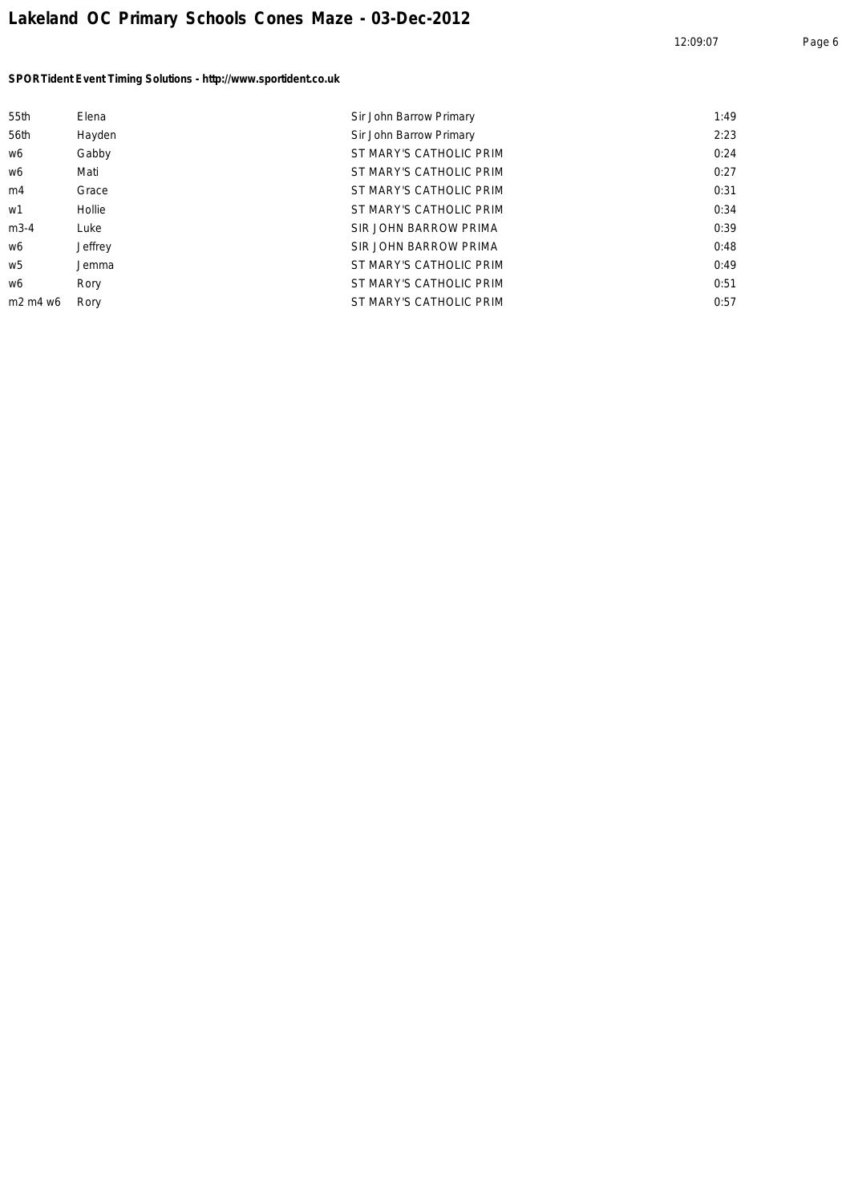# Lakeland OC Primary Schools Cones Maze - 03-Dec-2012

**SPORTident Event Timing Solutions - http://www.sportident.co.uk**

| | | | |
|---|---|---|---|
| 55th | Elena | Sir John Barrow Primary | 1:49 |
| 56th | Hayden | Sir John Barrow Primary | 2:23 |
| w6 | Gabby | ST MARY'S CATHOLIC PRIM | 0:24 |
| w6 | Mati | ST MARY'S CATHOLIC PRIM | 0:27 |
| m4 | Grace | ST MARY'S CATHOLIC PRIM | 0:31 |
| w1 | Hollie | ST MARY'S CATHOLIC PRIM | 0:34 |
| m3-4 | Luke | SIR JOHN BARROW PRIMA | 0:39 |
| w6 | Jeffrey | SIR JOHN BARROW PRIMA | 0:48 |
| w5 | Jemma | ST MARY'S CATHOLIC PRIM | 0:49 |
| w6 | Rory | ST MARY'S CATHOLIC PRIM | 0:51 |
| m2 m4 w6 | Rory | ST MARY'S CATHOLIC PRIM | 0:57 |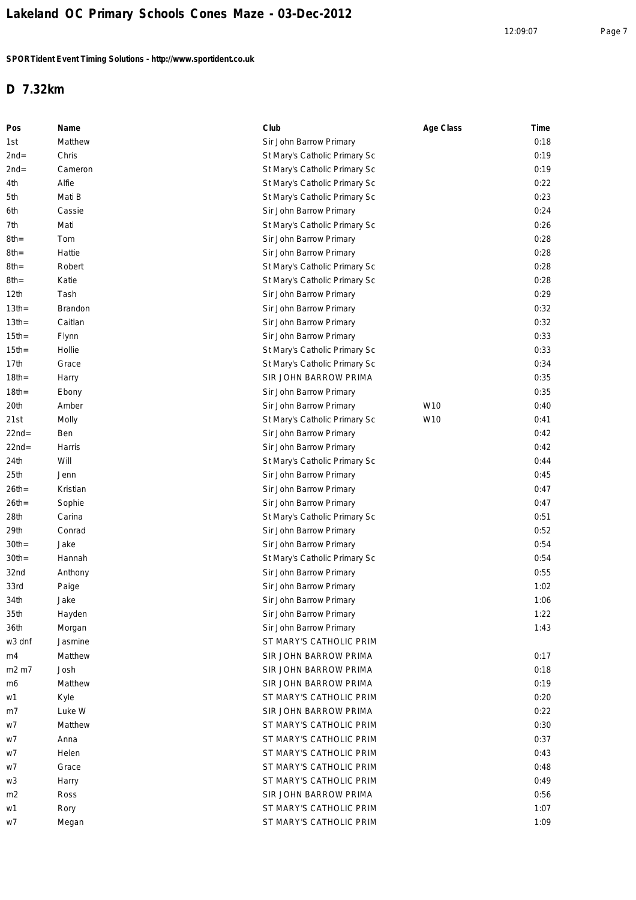# Lakeland OC Primary Schools Cones Maze - 03-Dec-2012

**SPORTident Event Timing Solutions - http://www.sportident.co.uk**

## D 7.32km

| Pos | Name | Club | Age Class | Time |
|---|---|---|---|---|
| 1st | Matthew | Sir John Barrow Primary | | 0:18 |
| 2nd= | Chris | St Mary's Catholic Primary Sc | | 0:19 |
| 2nd= | Cameron | St Mary's Catholic Primary Sc | | 0:19 |
| 4th | Alfie | St Mary's Catholic Primary Sc | | 0:22 |
| 5th | Mati B | St Mary's Catholic Primary Sc | | 0:23 |
| 6th | Cassie | Sir John Barrow Primary | | 0:24 |
| 7th | Mati | St Mary's Catholic Primary Sc | | 0:26 |
| 8th= | Tom | Sir John Barrow Primary | | 0:28 |
| 8th= | Hattie | Sir John Barrow Primary | | 0:28 |
| 8th= | Robert | St Mary's Catholic Primary Sc | | 0:28 |
| 8th= | Katie | St Mary's Catholic Primary Sc | | 0:28 |
| 12th | Tash | Sir John Barrow Primary | | 0:29 |
| 13th= | Brandon | Sir John Barrow Primary | | 0:32 |
| 13th= | Caitlan | Sir John Barrow Primary | | 0:32 |
| 15th= | Flynn | Sir John Barrow Primary | | 0:33 |
| 15th= | Hollie | St Mary's Catholic Primary Sc | | 0:33 |
| 17th | Grace | St Mary's Catholic Primary Sc | | 0:34 |
| 18th= | Harry | SIR JOHN BARROW PRIMA | | 0:35 |
| 18th= | Ebony | Sir John Barrow Primary | | 0:35 |
| 20th | Amber | Sir John Barrow Primary | W10 | 0:40 |
| 21st | Molly | St Mary's Catholic Primary Sc | W10 | 0:41 |
| 22nd= | Ben | Sir John Barrow Primary | | 0:42 |
| 22nd= | Harris | Sir John Barrow Primary | | 0:42 |
| 24th | Will | St Mary's Catholic Primary Sc | | 0:44 |
| 25th | Jenn | Sir John Barrow Primary | | 0:45 |
| 26th= | Kristian | Sir John Barrow Primary | | 0:47 |
| 26th= | Sophie | Sir John Barrow Primary | | 0:47 |
| 28th | Carina | St Mary's Catholic Primary Sc | | 0:51 |
| 29th | Conrad | Sir John Barrow Primary | | 0:52 |
| 30th= | Jake | Sir John Barrow Primary | | 0:54 |
| 30th= | Hannah | St Mary's Catholic Primary Sc | | 0:54 |
| 32nd | Anthony | Sir John Barrow Primary | | 0:55 |
| 33rd | Paige | Sir John Barrow Primary | | 1:02 |
| 34th | Jake | Sir John Barrow Primary | | 1:06 |
| 35th | Hayden | Sir John Barrow Primary | | 1:22 |
| 36th | Morgan | Sir John Barrow Primary | | 1:43 |
| w3 dnf | Jasmine | ST MARY'S CATHOLIC PRIM | | |
| m4 | Matthew | SIR JOHN BARROW PRIMA | | 0:17 |
| m2 m7 | Josh | SIR JOHN BARROW PRIMA | | 0:18 |
| m6 | Matthew | SIR JOHN BARROW PRIMA | | 0:19 |
| w1 | Kyle | ST MARY'S CATHOLIC PRIM | | 0:20 |
| m7 | Luke W | SIR JOHN BARROW PRIMA | | 0:22 |
| w7 | Matthew | ST MARY'S CATHOLIC PRIM | | 0:30 |
| w7 | Anna | ST MARY'S CATHOLIC PRIM | | 0:37 |
| w7 | Helen | ST MARY'S CATHOLIC PRIM | | 0:43 |
| w7 | Grace | ST MARY'S CATHOLIC PRIM | | 0:48 |
| w3 | Harry | ST MARY'S CATHOLIC PRIM | | 0:49 |
| m2 | Ross | SIR JOHN BARROW PRIMA | | 0:56 |
| w1 | Rory | ST MARY'S CATHOLIC PRIM | | 1:07 |
| w7 | Megan | ST MARY'S CATHOLIC PRIM | | 1:09 |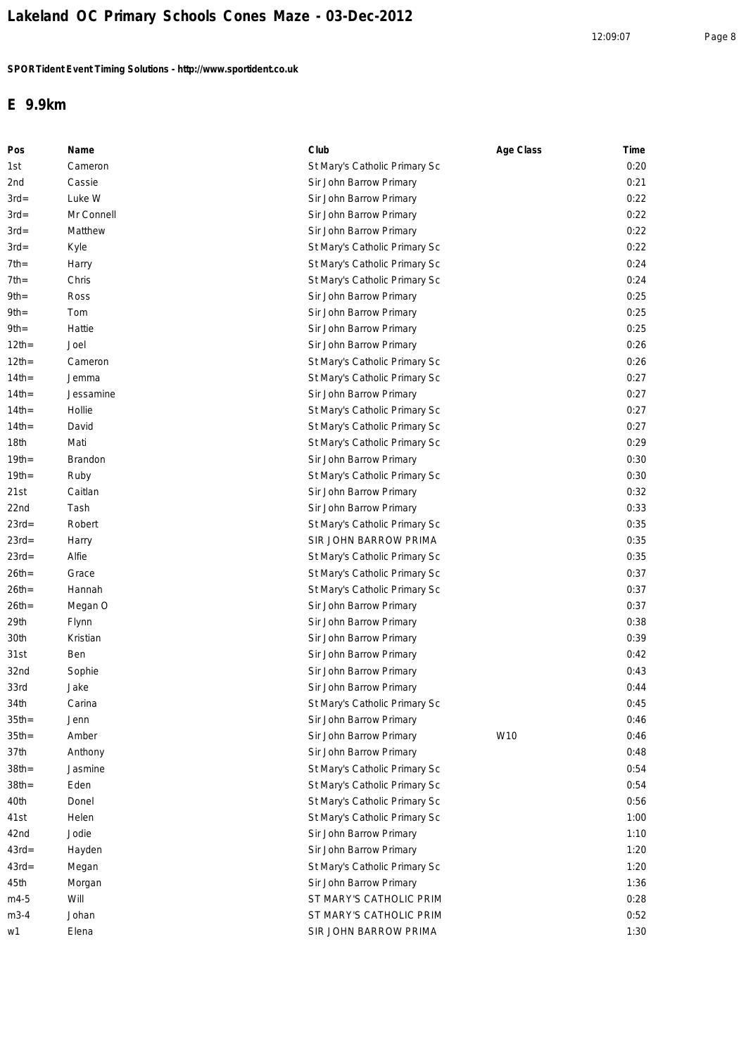# Lakeland OC Primary Schools Cones Maze - 03-Dec-2012

**SPORTident Event Timing Solutions - http://www.sportident.co.uk**

## E 9.9km

| Pos | Name | Club | Age Class | Time |
|---|---|---|---|---|
| 1st | Cameron | St Mary's Catholic Primary Sc | | 0:20 |
| 2nd | Cassie | Sir John Barrow Primary | | 0:21 |
| 3rd= | Luke W | Sir John Barrow Primary | | 0:22 |
| 3rd= | Mr Connell | Sir John Barrow Primary | | 0:22 |
| 3rd= | Matthew | Sir John Barrow Primary | | 0:22 |
| 3rd= | Kyle | St Mary's Catholic Primary Sc | | 0:22 |
| 7th= | Harry | St Mary's Catholic Primary Sc | | 0:24 |
| 7th= | Chris | St Mary's Catholic Primary Sc | | 0:24 |
| 9th= | Ross | Sir John Barrow Primary | | 0:25 |
| 9th= | Tom | Sir John Barrow Primary | | 0:25 |
| 9th= | Hattie | Sir John Barrow Primary | | 0:25 |
| 12th= | Joel | Sir John Barrow Primary | | 0:26 |
| 12th= | Cameron | St Mary's Catholic Primary Sc | | 0:26 |
| 14th= | Jemma | St Mary's Catholic Primary Sc | | 0:27 |
| 14th= | Jessamine | Sir John Barrow Primary | | 0:27 |
| 14th= | Hollie | St Mary's Catholic Primary Sc | | 0:27 |
| 14th= | David | St Mary's Catholic Primary Sc | | 0:27 |
| 18th | Mati | St Mary's Catholic Primary Sc | | 0:29 |
| 19th= | Brandon | Sir John Barrow Primary | | 0:30 |
| 19th= | Ruby | St Mary's Catholic Primary Sc | | 0:30 |
| 21st | Caitlan | Sir John Barrow Primary | | 0:32 |
| 22nd | Tash | Sir John Barrow Primary | | 0:33 |
| 23rd= | Robert | St Mary's Catholic Primary Sc | | 0:35 |
| 23rd= | Harry | SIR JOHN BARROW PRIMA | | 0:35 |
| 23rd= | Alfie | St Mary's Catholic Primary Sc | | 0:35 |
| 26th= | Grace | St Mary's Catholic Primary Sc | | 0:37 |
| 26th= | Hannah | St Mary's Catholic Primary Sc | | 0:37 |
| 26th= | Megan O | Sir John Barrow Primary | | 0:37 |
| 29th | Flynn | Sir John Barrow Primary | | 0:38 |
| 30th | Kristian | Sir John Barrow Primary | | 0:39 |
| 31st | Ben | Sir John Barrow Primary | | 0:42 |
| 32nd | Sophie | Sir John Barrow Primary | | 0:43 |
| 33rd | Jake | Sir John Barrow Primary | | 0:44 |
| 34th | Carina | St Mary's Catholic Primary Sc | | 0:45 |
| 35th= | Jenn | Sir John Barrow Primary | | 0:46 |
| 35th= | Amber | Sir John Barrow Primary | W10 | 0:46 |
| 37th | Anthony | Sir John Barrow Primary | | 0:48 |
| 38th= | Jasmine | St Mary's Catholic Primary Sc | | 0:54 |
| 38th= | Eden | St Mary's Catholic Primary Sc | | 0:54 |
| 40th | Donel | St Mary's Catholic Primary Sc | | 0:56 |
| 41st | Helen | St Mary's Catholic Primary Sc | | 1:00 |
| 42nd | Jodie | Sir John Barrow Primary | | 1:10 |
| 43rd= | Hayden | Sir John Barrow Primary | | 1:20 |
| 43rd= | Megan | St Mary's Catholic Primary Sc | | 1:20 |
| 45th | Morgan | Sir John Barrow Primary | | 1:36 |
| m4-5 | Will | ST MARY'S CATHOLIC PRIM | | 0:28 |
| m3-4 | Johan | ST MARY'S CATHOLIC PRIM | | 0:52 |
| w1 | Elena | SIR JOHN BARROW PRIMA | | 1:30 |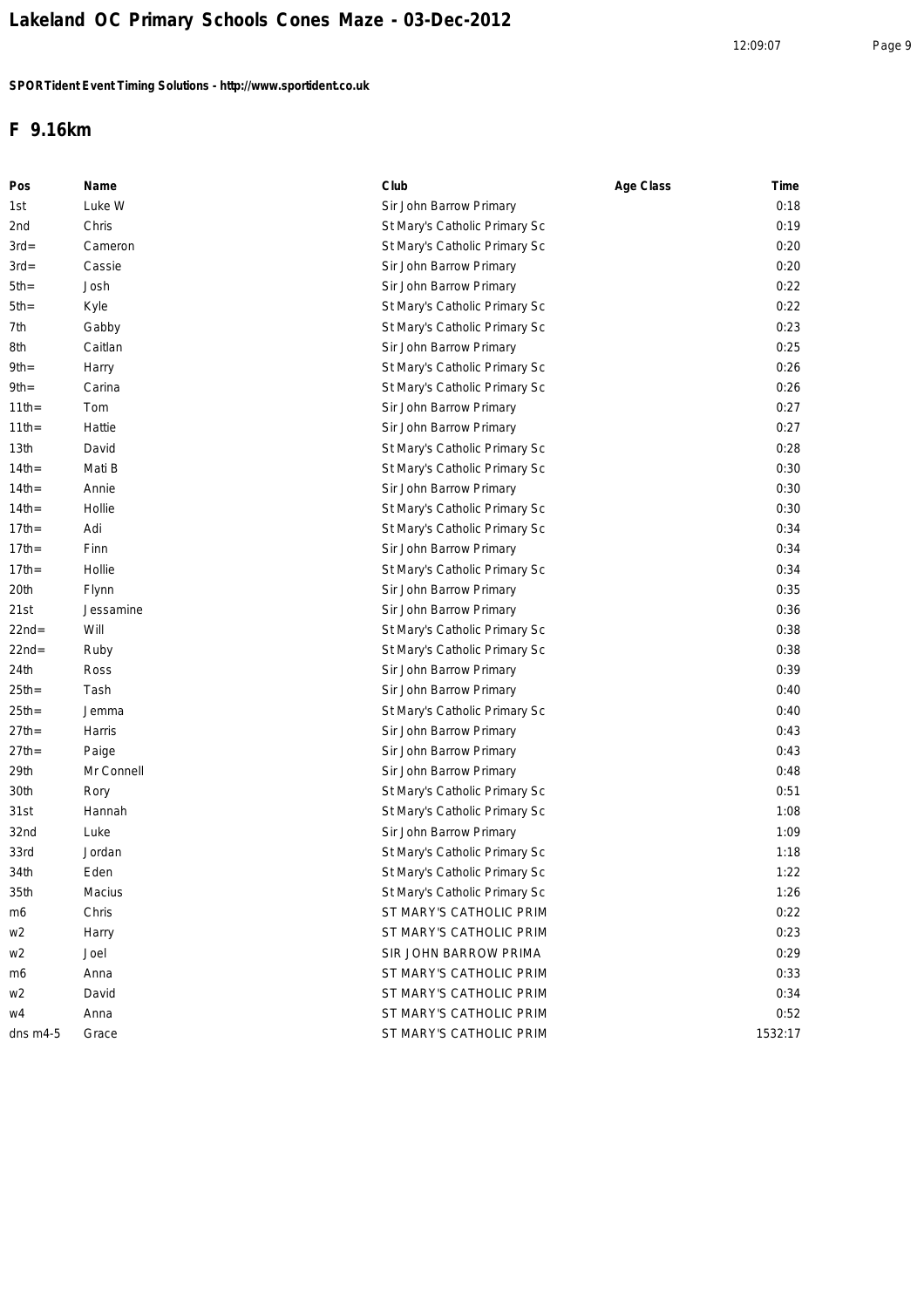# Lakeland OC Primary Schools Cones Maze - 03-Dec-2012

**SPORTident Event Timing Solutions - http://www.sportident.co.uk**

## F 9.16km

| Pos | Name | Club | Age Class | Time |
|---|---|---|---|---|
| 1st | Luke W | Sir John Barrow Primary | | 0:18 |
| 2nd | Chris | St Mary's Catholic Primary Sc | | 0:19 |
| 3rd= | Cameron | St Mary's Catholic Primary Sc | | 0:20 |
| 3rd= | Cassie | Sir John Barrow Primary | | 0:20 |
| 5th= | Josh | Sir John Barrow Primary | | 0:22 |
| 5th= | Kyle | St Mary's Catholic Primary Sc | | 0:22 |
| 7th | Gabby | St Mary's Catholic Primary Sc | | 0:23 |
| 8th | Caitlan | Sir John Barrow Primary | | 0:25 |
| 9th= | Harry | St Mary's Catholic Primary Sc | | 0:26 |
| 9th= | Carina | St Mary's Catholic Primary Sc | | 0:26 |
| 11th= | Tom | Sir John Barrow Primary | | 0:27 |
| 11th= | Hattie | Sir John Barrow Primary | | 0:27 |
| 13th | David | St Mary's Catholic Primary Sc | | 0:28 |
| 14th= | Mati B | St Mary's Catholic Primary Sc | | 0:30 |
| 14th= | Annie | Sir John Barrow Primary | | 0:30 |
| 14th= | Hollie | St Mary's Catholic Primary Sc | | 0:30 |
| 17th= | Adi | St Mary's Catholic Primary Sc | | 0:34 |
| 17th= | Finn | Sir John Barrow Primary | | 0:34 |
| 17th= | Hollie | St Mary's Catholic Primary Sc | | 0:34 |
| 20th | Flynn | Sir John Barrow Primary | | 0:35 |
| 21st | Jessamine | Sir John Barrow Primary | | 0:36 |
| 22nd= | Will | St Mary's Catholic Primary Sc | | 0:38 |
| 22nd= | Ruby | St Mary's Catholic Primary Sc | | 0:38 |
| 24th | Ross | Sir John Barrow Primary | | 0:39 |
| 25th= | Tash | Sir John Barrow Primary | | 0:40 |
| 25th= | Jemma | St Mary's Catholic Primary Sc | | 0:40 |
| 27th= | Harris | Sir John Barrow Primary | | 0:43 |
| 27th= | Paige | Sir John Barrow Primary | | 0:43 |
| 29th | Mr Connell | Sir John Barrow Primary | | 0:48 |
| 30th | Rory | St Mary's Catholic Primary Sc | | 0:51 |
| 31st | Hannah | St Mary's Catholic Primary Sc | | 1:08 |
| 32nd | Luke | Sir John Barrow Primary | | 1:09 |
| 33rd | Jordan | St Mary's Catholic Primary Sc | | 1:18 |
| 34th | Eden | St Mary's Catholic Primary Sc | | 1:22 |
| 35th | Macius | St Mary's Catholic Primary Sc | | 1:26 |
| m6 | Chris | ST MARY'S CATHOLIC PRIM | | 0:22 |
| w2 | Harry | ST MARY'S CATHOLIC PRIM | | 0:23 |
| w2 | Joel | SIR JOHN BARROW PRIMA | | 0:29 |
| m6 | Anna | ST MARY'S CATHOLIC PRIM | | 0:33 |
| w2 | David | ST MARY'S CATHOLIC PRIM | | 0:34 |
| w4 | Anna | ST MARY'S CATHOLIC PRIM | | 0:52 |
| dns m4-5 | Grace | ST MARY'S CATHOLIC PRIM | | 1532:17 |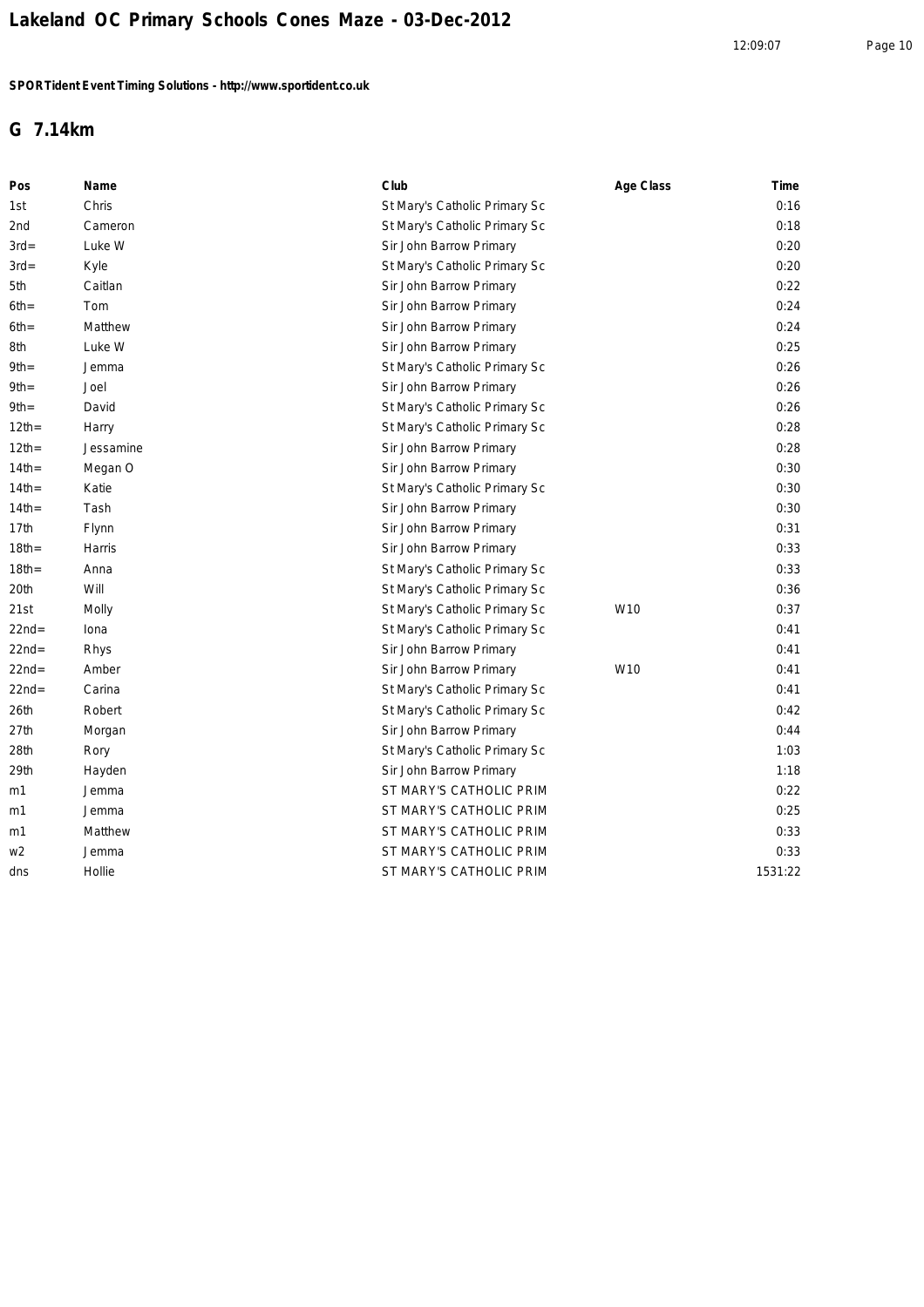# Lakeland OC Primary Schools Cones Maze - 03-Dec-2012

**SPORTident Event Timing Solutions - http://www.sportident.co.uk**

## G 7.14km

| Pos | Name | Club | Age Class | Time |
|---|---|---|---|---|
| 1st | Chris | St Mary's Catholic Primary Sc | | 0:16 |
| 2nd | Cameron | St Mary's Catholic Primary Sc | | 0:18 |
| 3rd= | Luke W | Sir John Barrow Primary | | 0:20 |
| 3rd= | Kyle | St Mary's Catholic Primary Sc | | 0:20 |
| 5th | Caitlan | Sir John Barrow Primary | | 0:22 |
| 6th= | Tom | Sir John Barrow Primary | | 0:24 |
| 6th= | Matthew | Sir John Barrow Primary | | 0:24 |
| 8th | Luke W | Sir John Barrow Primary | | 0:25 |
| 9th= | Jemma | St Mary's Catholic Primary Sc | | 0:26 |
| 9th= | Joel | Sir John Barrow Primary | | 0:26 |
| 9th= | David | St Mary's Catholic Primary Sc | | 0:26 |
| 12th= | Harry | St Mary's Catholic Primary Sc | | 0:28 |
| 12th= | Jessamine | Sir John Barrow Primary | | 0:28 |
| 14th= | Megan O | Sir John Barrow Primary | | 0:30 |
| 14th= | Katie | St Mary's Catholic Primary Sc | | 0:30 |
| 14th= | Tash | Sir John Barrow Primary | | 0:30 |
| 17th | Flynn | Sir John Barrow Primary | | 0:31 |
| 18th= | Harris | Sir John Barrow Primary | | 0:33 |
| 18th= | Anna | St Mary's Catholic Primary Sc | | 0:33 |
| 20th | Will | St Mary's Catholic Primary Sc | | 0:36 |
| 21st | Molly | St Mary's Catholic Primary Sc | W10 | 0:37 |
| 22nd= | Iona | St Mary's Catholic Primary Sc | | 0:41 |
| 22nd= | Rhys | Sir John Barrow Primary | | 0:41 |
| 22nd= | Amber | Sir John Barrow Primary | W10 | 0:41 |
| 22nd= | Carina | St Mary's Catholic Primary Sc | | 0:41 |
| 26th | Robert | St Mary's Catholic Primary Sc | | 0:42 |
| 27th | Morgan | Sir John Barrow Primary | | 0:44 |
| 28th | Rory | St Mary's Catholic Primary Sc | | 1:03 |
| 29th | Hayden | Sir John Barrow Primary | | 1:18 |
| m1 | Jemma | ST MARY'S CATHOLIC PRIM | | 0:22 |
| m1 | Jemma | ST MARY'S CATHOLIC PRIM | | 0:25 |
| m1 | Matthew | ST MARY'S CATHOLIC PRIM | | 0:33 |
| w2 | Jemma | ST MARY'S CATHOLIC PRIM | | 0:33 |
| dns | Hollie | ST MARY'S CATHOLIC PRIM | | 1531:22 |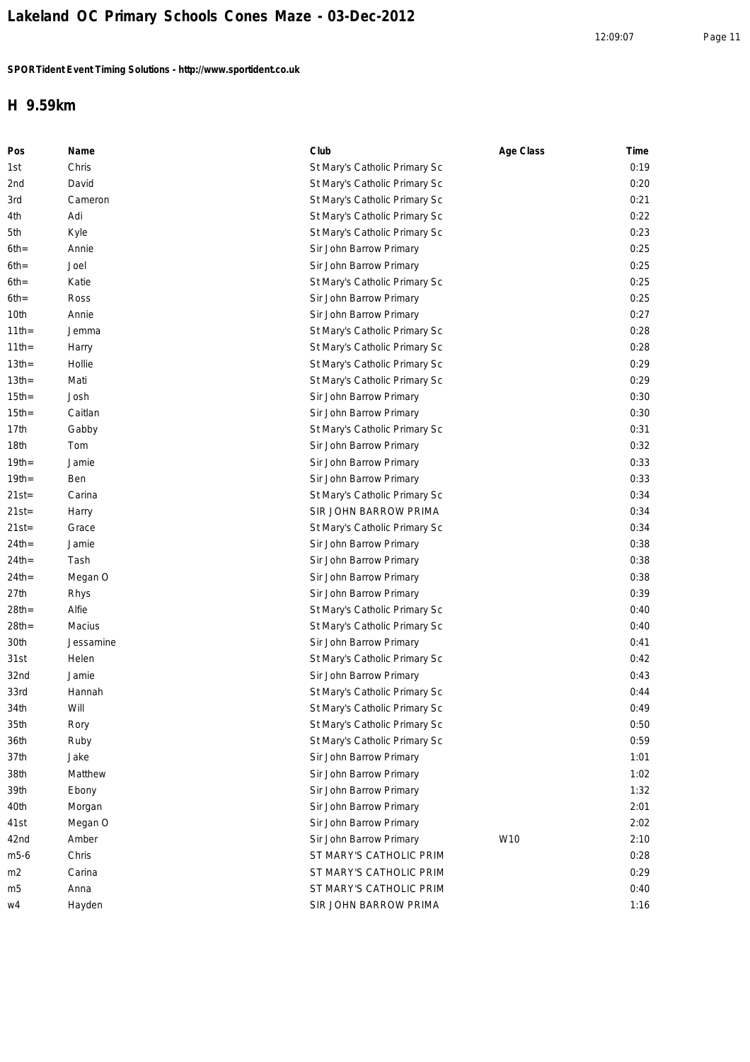# Lakeland OC Primary Schools Cones Maze - 03-Dec-2012

SPORTident Event Timing Solutions - http://www.sportident.co.uk

## H 9.59km

| Pos | Name | Club | Age Class | Time |
|---|---|---|---|---|
| 1st | Chris | St Mary's Catholic Primary Sc | | 0:19 |
| 2nd | David | St Mary's Catholic Primary Sc | | 0:20 |
| 3rd | Cameron | St Mary's Catholic Primary Sc | | 0:21 |
| 4th | Adi | St Mary's Catholic Primary Sc | | 0:22 |
| 5th | Kyle | St Mary's Catholic Primary Sc | | 0:23 |
| 6th= | Annie | Sir John Barrow Primary | | 0:25 |
| 6th= | Joel | Sir John Barrow Primary | | 0:25 |
| 6th= | Katie | St Mary's Catholic Primary Sc | | 0:25 |
| 6th= | Ross | Sir John Barrow Primary | | 0:25 |
| 10th | Annie | Sir John Barrow Primary | | 0:27 |
| 11th= | Jemma | St Mary's Catholic Primary Sc | | 0:28 |
| 11th= | Harry | St Mary's Catholic Primary Sc | | 0:28 |
| 13th= | Hollie | St Mary's Catholic Primary Sc | | 0:29 |
| 13th= | Mati | St Mary's Catholic Primary Sc | | 0:29 |
| 15th= | Josh | Sir John Barrow Primary | | 0:30 |
| 15th= | Caitlan | Sir John Barrow Primary | | 0:30 |
| 17th | Gabby | St Mary's Catholic Primary Sc | | 0:31 |
| 18th | Tom | Sir John Barrow Primary | | 0:32 |
| 19th= | Jamie | Sir John Barrow Primary | | 0:33 |
| 19th= | Ben | Sir John Barrow Primary | | 0:33 |
| 21st= | Carina | St Mary's Catholic Primary Sc | | 0:34 |
| 21st= | Harry | SIR JOHN BARROW PRIMA | | 0:34 |
| 21st= | Grace | St Mary's Catholic Primary Sc | | 0:34 |
| 24th= | Jamie | Sir John Barrow Primary | | 0:38 |
| 24th= | Tash | Sir John Barrow Primary | | 0:38 |
| 24th= | Megan O | Sir John Barrow Primary | | 0:38 |
| 27th | Rhys | Sir John Barrow Primary | | 0:39 |
| 28th= | Alfie | St Mary's Catholic Primary Sc | | 0:40 |
| 28th= | Macius | St Mary's Catholic Primary Sc | | 0:40 |
| 30th | Jessamine | Sir John Barrow Primary | | 0:41 |
| 31st | Helen | St Mary's Catholic Primary Sc | | 0:42 |
| 32nd | Jamie | Sir John Barrow Primary | | 0:43 |
| 33rd | Hannah | St Mary's Catholic Primary Sc | | 0:44 |
| 34th | Will | St Mary's Catholic Primary Sc | | 0:49 |
| 35th | Rory | St Mary's Catholic Primary Sc | | 0:50 |
| 36th | Ruby | St Mary's Catholic Primary Sc | | 0:59 |
| 37th | Jake | Sir John Barrow Primary | | 1:01 |
| 38th | Matthew | Sir John Barrow Primary | | 1:02 |
| 39th | Ebony | Sir John Barrow Primary | | 1:32 |
| 40th | Morgan | Sir John Barrow Primary | | 2:01 |
| 41st | Megan O | Sir John Barrow Primary | | 2:02 |
| 42nd | Amber | Sir John Barrow Primary | W10 | 2:10 |
| m5-6 | Chris | ST MARY'S CATHOLIC PRIM | | 0:28 |
| m2 | Carina | ST MARY'S CATHOLIC PRIM | | 0:29 |
| m5 | Anna | ST MARY'S CATHOLIC PRIM | | 0:40 |
| w4 | Hayden | SIR JOHN BARROW PRIMA | | 1:16 |